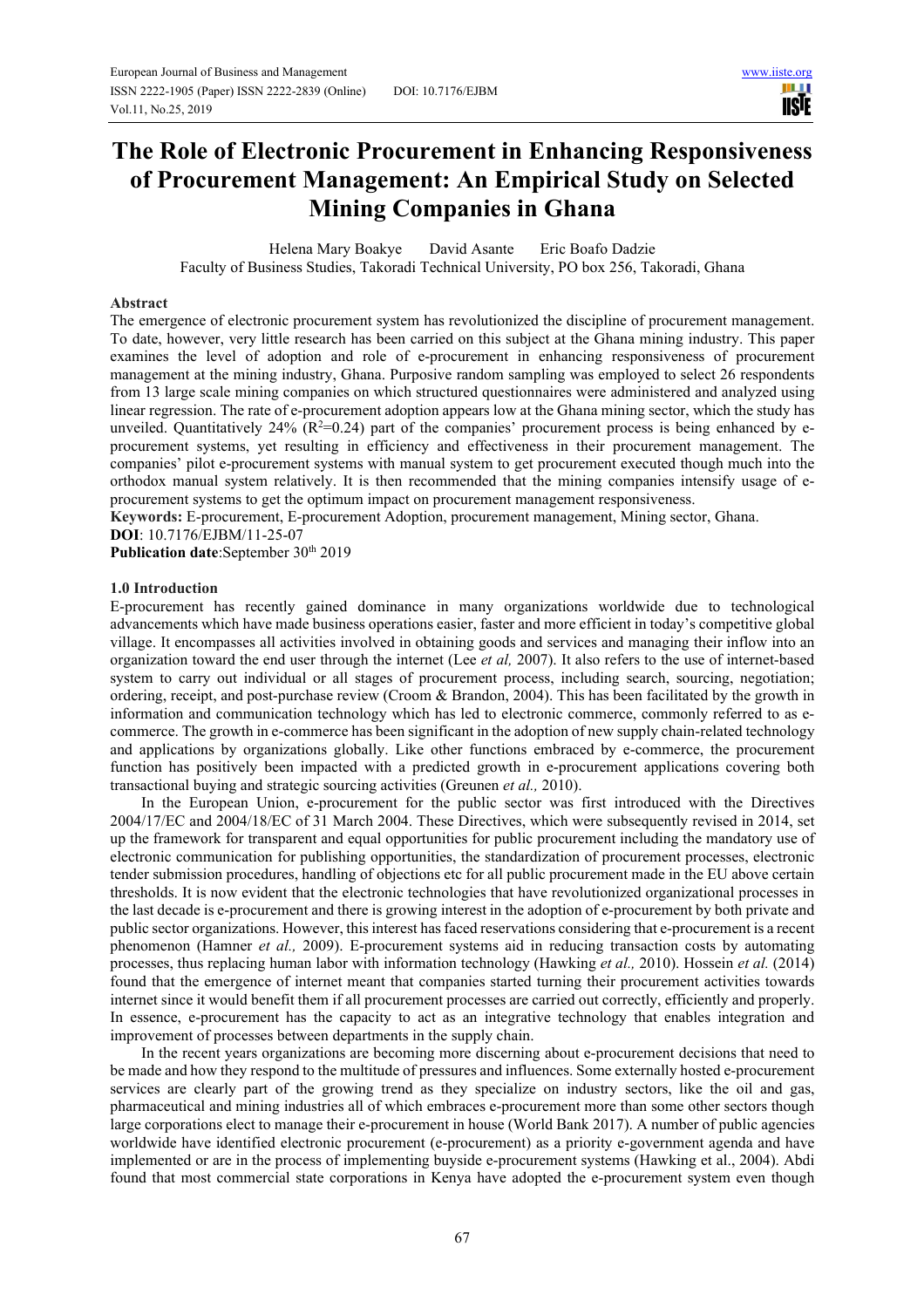# The Role of Electronic Procurement in Enhancing Responsiveness of Procurement Management: An Empirical Study on Selected Mining Companies in Ghana

Helena Mary Boakye  David Asante  Eric Boafo Dadzie
Faculty of Business Studies, Takoradi Technical University, PO box 256, Takoradi, Ghana

## Abstract

The emergence of electronic procurement system has revolutionized the discipline of procurement management. To date, however, very little research has been carried on this subject at the Ghana mining industry. This paper examines the level of adoption and role of e-procurement in enhancing responsiveness of procurement management at the mining industry, Ghana. Purposive random sampling was employed to select 26 respondents from 13 large scale mining companies on which structured questionnaires were administered and analyzed using linear regression. The rate of e-procurement adoption appears low at the Ghana mining sector, which the study has unveiled. Quantitatively 24% ($R^2$=0.24) part of the companies' procurement process is being enhanced by e-procurement systems, yet resulting in efficiency and effectiveness in their procurement management. The companies' pilot e-procurement systems with manual system to get procurement executed though much into the orthodox manual system relatively. It is then recommended that the mining companies intensify usage of e-procurement systems to get the optimum impact on procurement management responsiveness.

**Keywords:** E-procurement, E-procurement Adoption, procurement management, Mining sector, Ghana.

**DOI**: 10.7176/EJBM/11-25-07

**Publication date**:September 30th 2019

## 1.0 Introduction

E-procurement has recently gained dominance in many organizations worldwide due to technological advancements which have made business operations easier, faster and more efficient in today's competitive global village. It encompasses all activities involved in obtaining goods and services and managing their inflow into an organization toward the end user through the internet (Lee *et al,* 2007). It also refers to the use of internet-based system to carry out individual or all stages of procurement process, including search, sourcing, negotiation; ordering, receipt, and post-purchase review (Croom & Brandon, 2004). This has been facilitated by the growth in information and communication technology which has led to electronic commerce, commonly referred to as e-commerce. The growth in e-commerce has been significant in the adoption of new supply chain-related technology and applications by organizations globally. Like other functions embraced by e-commerce, the procurement function has positively been impacted with a predicted growth in e-procurement applications covering both transactional buying and strategic sourcing activities (Greunen *et al.,* 2010).

In the European Union, e-procurement for the public sector was first introduced with the Directives 2004/17/EC and 2004/18/EC of 31 March 2004. These Directives, which were subsequently revised in 2014, set up the framework for transparent and equal opportunities for public procurement including the mandatory use of electronic communication for publishing opportunities, the standardization of procurement processes, electronic tender submission procedures, handling of objections etc for all public procurement made in the EU above certain thresholds. It is now evident that the electronic technologies that have revolutionized organizational processes in the last decade is e-procurement and there is growing interest in the adoption of e-procurement by both private and public sector organizations. However, this interest has faced reservations considering that e-procurement is a recent phenomenon (Hamner *et al.,* 2009). E-procurement systems aid in reducing transaction costs by automating processes, thus replacing human labor with information technology (Hawking *et al.,* 2010). Hossein *et al.* (2014) found that the emergence of internet meant that companies started turning their procurement activities towards internet since it would benefit them if all procurement processes are carried out correctly, efficiently and properly. In essence, e-procurement has the capacity to act as an integrative technology that enables integration and improvement of processes between departments in the supply chain.

In the recent years organizations are becoming more discerning about e-procurement decisions that need to be made and how they respond to the multitude of pressures and influences. Some externally hosted e-procurement services are clearly part of the growing trend as they specialize on industry sectors, like the oil and gas, pharmaceutical and mining industries all of which embraces e-procurement more than some other sectors though large corporations elect to manage their e-procurement in house (World Bank 2017). A number of public agencies worldwide have identified electronic procurement (e-procurement) as a priority e-government agenda and have implemented or are in the process of implementing buyside e-procurement systems (Hawking et al., 2004). Abdi found that most commercial state corporations in Kenya have adopted the e-procurement system even though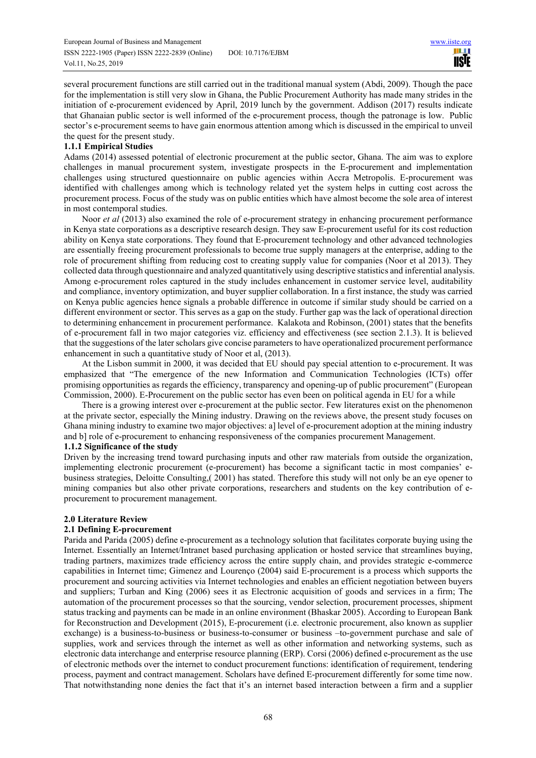several procurement functions are still carried out in the traditional manual system (Abdi, 2009). Though the pace for the implementation is still very slow in Ghana, the Public Procurement Authority has made many strides in the initiation of e-procurement evidenced by April, 2019 lunch by the government. Addison (2017) results indicate that Ghanaian public sector is well informed of the e-procurement process, though the patronage is low. Public sector's e-procurement seems to have gain enormous attention among which is discussed in the empirical to unveil the quest for the present study.

### 1.1.1 Empirical Studies

Adams (2014) assessed potential of electronic procurement at the public sector, Ghana. The aim was to explore challenges in manual procurement system, investigate prospects in the E-procurement and implementation challenges using structured questionnaire on public agencies within Accra Metropolis. E-procurement was identified with challenges among which is technology related yet the system helps in cutting cost across the procurement process. Focus of the study was on public entities which have almost become the sole area of interest in most contemporal studies.

Noor *et al* (2013) also examined the role of e-procurement strategy in enhancing procurement performance in Kenya state corporations as a descriptive research design. They saw E-procurement useful for its cost reduction ability on Kenya state corporations. They found that E-procurement technology and other advanced technologies are essentially freeing procurement professionals to become true supply managers at the enterprise, adding to the role of procurement shifting from reducing cost to creating supply value for companies (Noor et al 2013). They collected data through questionnaire and analyzed quantitatively using descriptive statistics and inferential analysis. Among e-procurement roles captured in the study includes enhancement in customer service level, auditability and compliance, inventory optimization, and buyer supplier collaboration. In a first instance, the study was carried on Kenya public agencies hence signals a probable difference in outcome if similar study should be carried on a different environment or sector. This serves as a gap on the study. Further gap was the lack of operational direction to determining enhancement in procurement performance. Kalakota and Robinson, (2001) states that the benefits of e-procurement fall in two major categories viz. efficiency and effectiveness (see section 2.1.3). It is believed that the suggestions of the later scholars give concise parameters to have operationalized procurement performance enhancement in such a quantitative study of Noor et al, (2013).

At the Lisbon summit in 2000, it was decided that EU should pay special attention to e-procurement. It was emphasized that "The emergence of the new Information and Communication Technologies (ICTs) offer promising opportunities as regards the efficiency, transparency and opening-up of public procurement" (European Commission, 2000). E-Procurement on the public sector has even been on political agenda in EU for a while

There is a growing interest over e-procurement at the public sector. Few literatures exist on the phenomenon at the private sector, especially the Mining industry. Drawing on the reviews above, the present study focuses on Ghana mining industry to examine two major objectives: a] level of e-procurement adoption at the mining industry and b] role of e-procurement to enhancing responsiveness of the companies procurement Management.

### 1.1.2 Significance of the study

Driven by the increasing trend toward purchasing inputs and other raw materials from outside the organization, implementing electronic procurement (e-procurement) has become a significant tactic in most companies' e-business strategies, Deloitte Consulting,( 2001) has stated. Therefore this study will not only be an eye opener to mining companies but also other private corporations, researchers and students on the key contribution of e-procurement to procurement management.

## 2.0 Literature Review

### 2.1 Defining E-procurement

Parida and Parida (2005) define e-procurement as a technology solution that facilitates corporate buying using the Internet. Essentially an Internet/Intranet based purchasing application or hosted service that streamlines buying, trading partners, maximizes trade efficiency across the entire supply chain, and provides strategic e-commerce capabilities in Internet time; Gimenez and Lourenço (2004) said E-procurement is a process which supports the procurement and sourcing activities via Internet technologies and enables an efficient negotiation between buyers and suppliers; Turban and King (2006) sees it as Electronic acquisition of goods and services in a firm; The automation of the procurement processes so that the sourcing, vendor selection, procurement processes, shipment status tracking and payments can be made in an online environment (Bhaskar 2005). According to European Bank for Reconstruction and Development (2015), E-procurement (i.e. electronic procurement, also known as supplier exchange) is a business-to-business or business-to-consumer or business –to-government purchase and sale of supplies, work and services through the internet as well as other information and networking systems, such as electronic data interchange and enterprise resource planning (ERP). Corsi (2006) defined e-procurement as the use of electronic methods over the internet to conduct procurement functions: identification of requirement, tendering process, payment and contract management. Scholars have defined E-procurement differently for some time now. That notwithstanding none denies the fact that it's an internet based interaction between a firm and a supplier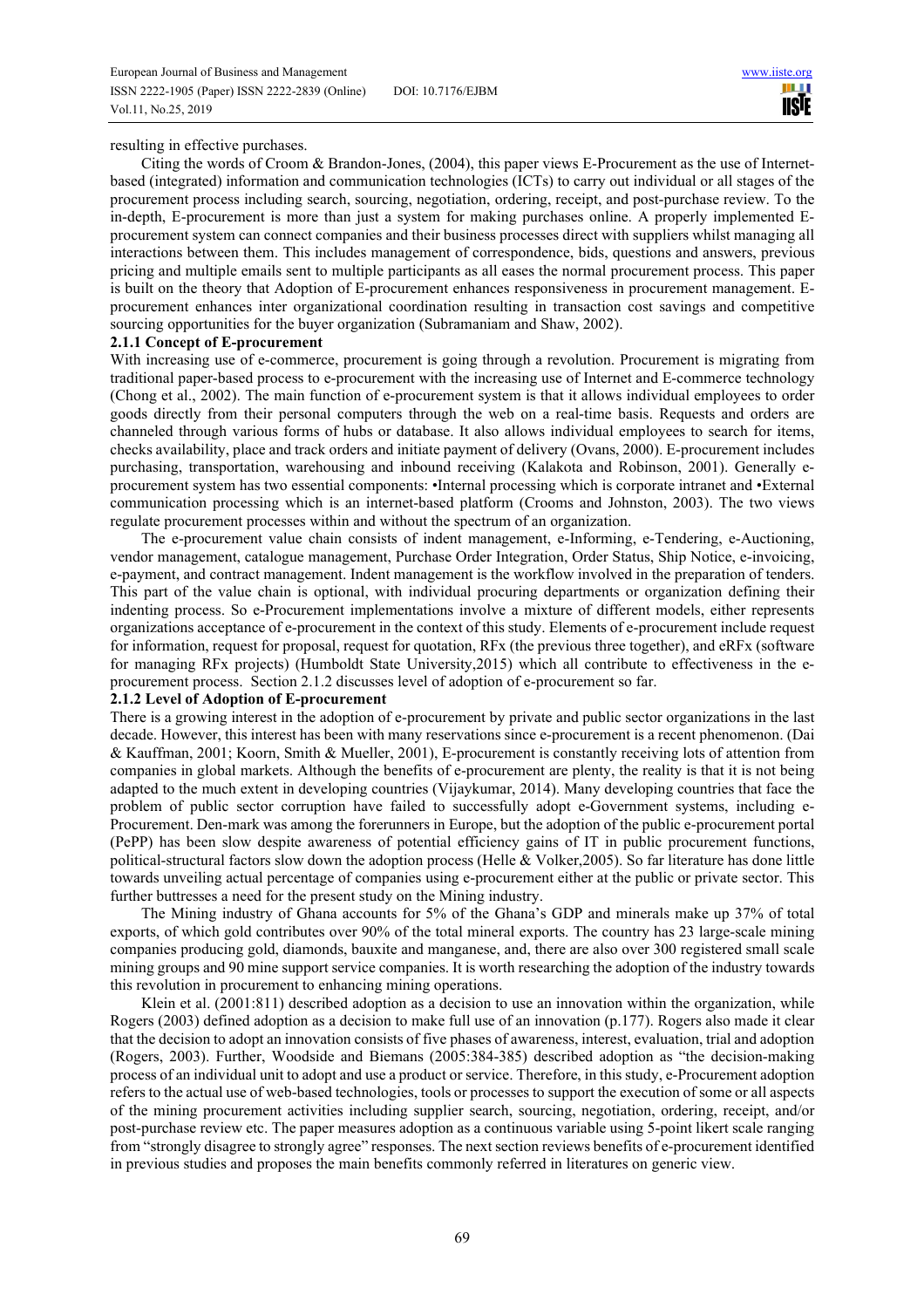resulting in effective purchases.

Citing the words of Croom & Brandon-Jones, (2004), this paper views E-Procurement as the use of Internet-based (integrated) information and communication technologies (ICTs) to carry out individual or all stages of the procurement process including search, sourcing, negotiation, ordering, receipt, and post-purchase review. To the in-depth, E-procurement is more than just a system for making purchases online. A properly implemented E-procurement system can connect companies and their business processes direct with suppliers whilst managing all interactions between them. This includes management of correspondence, bids, questions and answers, previous pricing and multiple emails sent to multiple participants as all eases the normal procurement process. This paper is built on the theory that Adoption of E-procurement enhances responsiveness in procurement management. E-procurement enhances inter organizational coordination resulting in transaction cost savings and competitive sourcing opportunities for the buyer organization (Subramaniam and Shaw, 2002).

### 2.1.1 Concept of E-procurement

With increasing use of e-commerce, procurement is going through a revolution. Procurement is migrating from traditional paper-based process to e-procurement with the increasing use of Internet and E-commerce technology (Chong et al., 2002). The main function of e-procurement system is that it allows individual employees to order goods directly from their personal computers through the web on a real-time basis. Requests and orders are channeled through various forms of hubs or database. It also allows individual employees to search for items, checks availability, place and track orders and initiate payment of delivery (Ovans, 2000). E-procurement includes purchasing, transportation, warehousing and inbound receiving (Kalakota and Robinson, 2001). Generally e-procurement system has two essential components: •Internal processing which is corporate intranet and •External communication processing which is an internet-based platform (Crooms and Johnston, 2003). The two views regulate procurement processes within and without the spectrum of an organization.

The e-procurement value chain consists of indent management, e-Informing, e-Tendering, e-Auctioning, vendor management, catalogue management, Purchase Order Integration, Order Status, Ship Notice, e-invoicing, e-payment, and contract management. Indent management is the workflow involved in the preparation of tenders. This part of the value chain is optional, with individual procuring departments or organization defining their indenting process. So e-Procurement implementations involve a mixture of different models, either represents organizations acceptance of e-procurement in the context of this study. Elements of e-procurement include request for information, request for proposal, request for quotation, RFx (the previous three together), and eRFx (software for managing RFx projects) (Humboldt State University,2015) which all contribute to effectiveness in the e-procurement process. Section 2.1.2 discusses level of adoption of e-procurement so far.

### 2.1.2 Level of Adoption of E-procurement

There is a growing interest in the adoption of e-procurement by private and public sector organizations in the last decade. However, this interest has been with many reservations since e-procurement is a recent phenomenon. (Dai & Kauffman, 2001; Koorn, Smith & Mueller, 2001), E-procurement is constantly receiving lots of attention from companies in global markets. Although the benefits of e-procurement are plenty, the reality is that it is not being adapted to the much extent in developing countries (Vijaykumar, 2014). Many developing countries that face the problem of public sector corruption have failed to successfully adopt e-Government systems, including e-Procurement. Den-mark was among the forerunners in Europe, but the adoption of the public e-procurement portal (PePP) has been slow despite awareness of potential efficiency gains of IT in public procurement functions, political-structural factors slow down the adoption process (Helle & Volker,2005). So far literature has done little towards unveiling actual percentage of companies using e-procurement either at the public or private sector. This further buttresses a need for the present study on the Mining industry.

The Mining industry of Ghana accounts for 5% of the Ghana's GDP and minerals make up 37% of total exports, of which gold contributes over 90% of the total mineral exports. The country has 23 large-scale mining companies producing gold, diamonds, bauxite and manganese, and, there are also over 300 registered small scale mining groups and 90 mine support service companies. It is worth researching the adoption of the industry towards this revolution in procurement to enhancing mining operations.

Klein et al. (2001:811) described adoption as a decision to use an innovation within the organization, while Rogers (2003) defined adoption as a decision to make full use of an innovation (p.177). Rogers also made it clear that the decision to adopt an innovation consists of five phases of awareness, interest, evaluation, trial and adoption (Rogers, 2003). Further, Woodside and Biemans (2005:384-385) described adoption as "the decision-making process of an individual unit to adopt and use a product or service. Therefore, in this study, e-Procurement adoption refers to the actual use of web-based technologies, tools or processes to support the execution of some or all aspects of the mining procurement activities including supplier search, sourcing, negotiation, ordering, receipt, and/or post-purchase review etc. The paper measures adoption as a continuous variable using 5-point likert scale ranging from "strongly disagree to strongly agree" responses. The next section reviews benefits of e-procurement identified in previous studies and proposes the main benefits commonly referred in literatures on generic view.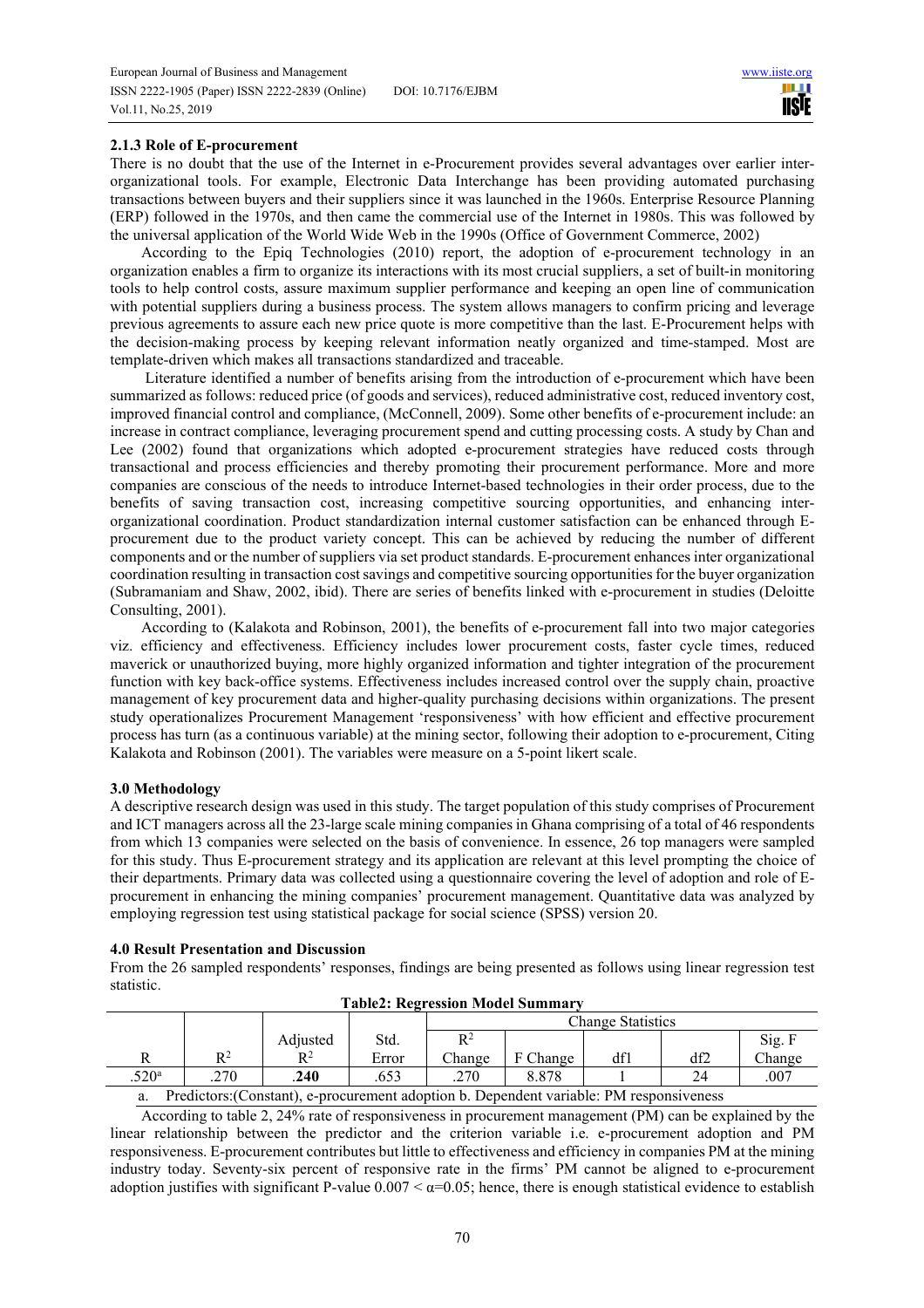### 2.1.3 Role of E-procurement

There is no doubt that the use of the Internet in e-Procurement provides several advantages over earlier inter-organizational tools. For example, Electronic Data Interchange has been providing automated purchasing transactions between buyers and their suppliers since it was launched in the 1960s. Enterprise Resource Planning (ERP) followed in the 1970s, and then came the commercial use of the Internet in 1980s. This was followed by the universal application of the World Wide Web in the 1990s (Office of Government Commerce, 2002)

According to the Epiq Technologies (2010) report, the adoption of e-procurement technology in an organization enables a firm to organize its interactions with its most crucial suppliers, a set of built-in monitoring tools to help control costs, assure maximum supplier performance and keeping an open line of communication with potential suppliers during a business process. The system allows managers to confirm pricing and leverage previous agreements to assure each new price quote is more competitive than the last. E-Procurement helps with the decision-making process by keeping relevant information neatly organized and time-stamped. Most are template-driven which makes all transactions standardized and traceable.

Literature identified a number of benefits arising from the introduction of e-procurement which have been summarized as follows: reduced price (of goods and services), reduced administrative cost, reduced inventory cost, improved financial control and compliance, (McConnell, 2009). Some other benefits of e-procurement include: an increase in contract compliance, leveraging procurement spend and cutting processing costs. A study by Chan and Lee (2002) found that organizations which adopted e-procurement strategies have reduced costs through transactional and process efficiencies and thereby promoting their procurement performance. More and more companies are conscious of the needs to introduce Internet-based technologies in their order process, due to the benefits of saving transaction cost, increasing competitive sourcing opportunities, and enhancing inter-organizational coordination. Product standardization internal customer satisfaction can be enhanced through E-procurement due to the product variety concept. This can be achieved by reducing the number of different components and or the number of suppliers via set product standards. E-procurement enhances inter organizational coordination resulting in transaction cost savings and competitive sourcing opportunities for the buyer organization (Subramaniam and Shaw, 2002, ibid). There are series of benefits linked with e-procurement in studies (Deloitte Consulting, 2001).

According to (Kalakota and Robinson, 2001), the benefits of e-procurement fall into two major categories viz. efficiency and effectiveness. Efficiency includes lower procurement costs, faster cycle times, reduced maverick or unauthorized buying, more highly organized information and tighter integration of the procurement function with key back-office systems. Effectiveness includes increased control over the supply chain, proactive management of key procurement data and higher-quality purchasing decisions within organizations. The present study operationalizes Procurement Management 'responsiveness' with how efficient and effective procurement process has turn (as a continuous variable) at the mining sector, following their adoption to e-procurement, Citing Kalakota and Robinson (2001). The variables were measure on a 5-point likert scale.

## 3.0 Methodology

A descriptive research design was used in this study. The target population of this study comprises of Procurement and ICT managers across all the 23-large scale mining companies in Ghana comprising of a total of 46 respondents from which 13 companies were selected on the basis of convenience. In essence, 26 top managers were sampled for this study. Thus E-procurement strategy and its application are relevant at this level prompting the choice of their departments. Primary data was collected using a questionnaire covering the level of adoption and role of E-procurement in enhancing the mining companies' procurement management. Quantitative data was analyzed by employing regression test using statistical package for social science (SPSS) version 20.

## 4.0 Result Presentation and Discussion

From the 26 sampled respondents' responses, findings are being presented as follows using linear regression test statistic.

**Table2: Regression Model Summary**

| | | | | Change Statistics | | | | |
|---|---|---|---|---|---|---|---|---|
| R | $R^2$ | Adjusted $R^2$ | Std. Error | $R^2$ Change | F Change | df1 | df2 | Sig. F Change |
| .520[a] | .270 | **.240** | .653 | .270 | 8.878 | 1 | 24 | .007 |

a. Predictors:(Constant), e-procurement adoption b. Dependent variable: PM responsiveness

According to table 2, 24% rate of responsiveness in procurement management (PM) can be explained by the linear relationship between the predictor and the criterion variable i.e. e-procurement adoption and PM responsiveness. E-procurement contributes but little to effectiveness and efficiency in companies PM at the mining industry today. Seventy-six percent of responsive rate in the firms' PM cannot be aligned to e-procurement adoption justifies with significant P-value $0.007 < \alpha=0.05$; hence, there is enough statistical evidence to establish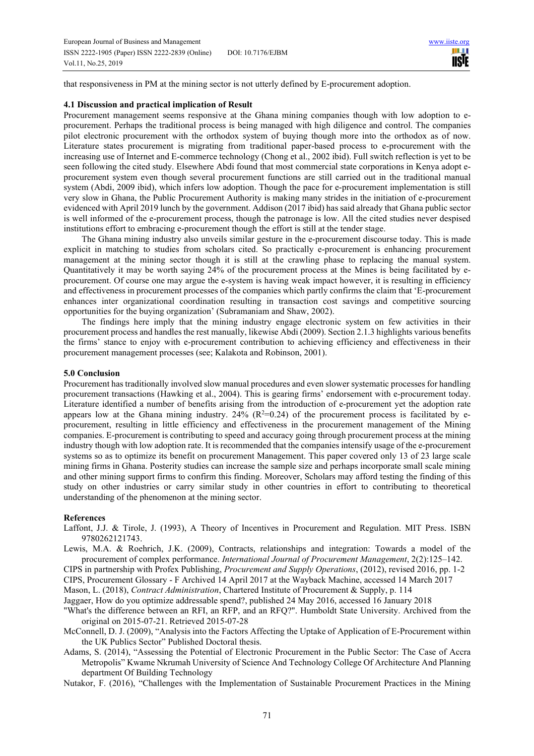that responsiveness in PM at the mining sector is not utterly defined by E-procurement adoption.

### 4.1 Discussion and practical implication of Result

Procurement management seems responsive at the Ghana mining companies though with low adoption to e-procurement. Perhaps the traditional process is being managed with high diligence and control. The companies pilot electronic procurement with the orthodox system of buying though more into the orthodox as of now. Literature states procurement is migrating from traditional paper-based process to e-procurement with the increasing use of Internet and E-commerce technology (Chong et al., 2002 ibid). Full switch reflection is yet to be seen following the cited study. Elsewhere Abdi found that most commercial state corporations in Kenya adopt e-procurement system even though several procurement functions are still carried out in the traditional manual system (Abdi, 2009 ibid), which infers low adoption. Though the pace for e-procurement implementation is still very slow in Ghana, the Public Procurement Authority is making many strides in the initiation of e-procurement evidenced with April 2019 lunch by the government. Addison (2017 ibid) has said already that Ghana public sector is well informed of the e-procurement process, though the patronage is low. All the cited studies never despised institutions effort to embracing e-procurement though the effort is still at the tender stage.

The Ghana mining industry also unveils similar gesture in the e-procurement discourse today. This is made explicit in matching to studies from scholars cited. So practically e-procurement is enhancing procurement management at the mining sector though it is still at the crawling phase to replacing the manual system. Quantitatively it may be worth saying 24% of the procurement process at the Mines is being facilitated by e-procurement. Of course one may argue the e-system is having weak impact however, it is resulting in efficiency and effectiveness in procurement processes of the companies which partly confirms the claim that 'E-procurement enhances inter organizational coordination resulting in transaction cost savings and competitive sourcing opportunities for the buying organization' (Subramaniam and Shaw, 2002).

The findings here imply that the mining industry engage electronic system on few activities in their procurement process and handles the rest manually, likewise Abdi (2009). Section 2.1.3 highlights various benefits the firms' stance to enjoy with e-procurement contribution to achieving efficiency and effectiveness in their procurement management processes (see; Kalakota and Robinson, 2001).

## 5.0 Conclusion

Procurement has traditionally involved slow manual procedures and even slower systematic processes for handling procurement transactions (Hawking et al., 2004). This is gearing firms' endorsement with e-procurement today. Literature identified a number of benefits arising from the introduction of e-procurement yet the adoption rate appears low at the Ghana mining industry. 24% ($R^2$=0.24) of the procurement process is facilitated by e-procurement, resulting in little efficiency and effectiveness in the procurement management of the Mining companies. E-procurement is contributing to speed and accuracy going through procurement process at the mining industry though with low adoption rate. It is recommended that the companies intensify usage of the e-procurement systems so as to optimize its benefit on procurement Management. This paper covered only 13 of 23 large scale mining firms in Ghana. Posterity studies can increase the sample size and perhaps incorporate small scale mining and other mining support firms to confirm this finding. Moreover, Scholars may afford testing the finding of this study on other industries or carry similar study in other countries in effort to contributing to theoretical understanding of the phenomenon at the mining sector.

## References

Laffont, J.J. & Tirole, J. (1993), A Theory of Incentives in Procurement and Regulation. MIT Press. ISBN 9780262121743.

Lewis, M.A. & Roehrich, J.K. (2009), Contracts, relationships and integration: Towards a model of the procurement of complex performance. *International Journal of Procurement Management*, 2(2):125–142.

CIPS in partnership with Profex Publishing, *Procurement and Supply Operations*, (2012), revised 2016, pp. 1-2

CIPS, Procurement Glossary - F Archived 14 April 2017 at the Wayback Machine, accessed 14 March 2017

Mason, L. (2018), *Contract Administration*, Chartered Institute of Procurement & Supply, p. 114

Jaggaer, How do you optimize addressable spend?, published 24 May 2016, accessed 16 January 2018

"What's the difference between an RFI, an RFP, and an RFQ?". Humboldt State University. Archived from the original on 2015-07-21. Retrieved 2015-07-28

McConnell, D. J. (2009), "Analysis into the Factors Affecting the Uptake of Application of E-Procurement within the UK Publics Sector" Published Doctoral thesis.

Adams, S. (2014), "Assessing the Potential of Electronic Procurement in the Public Sector: The Case of Accra Metropolis" Kwame Nkrumah University of Science And Technology College Of Architecture And Planning department Of Building Technology

Nutakor, F. (2016), "Challenges with the Implementation of Sustainable Procurement Practices in the Mining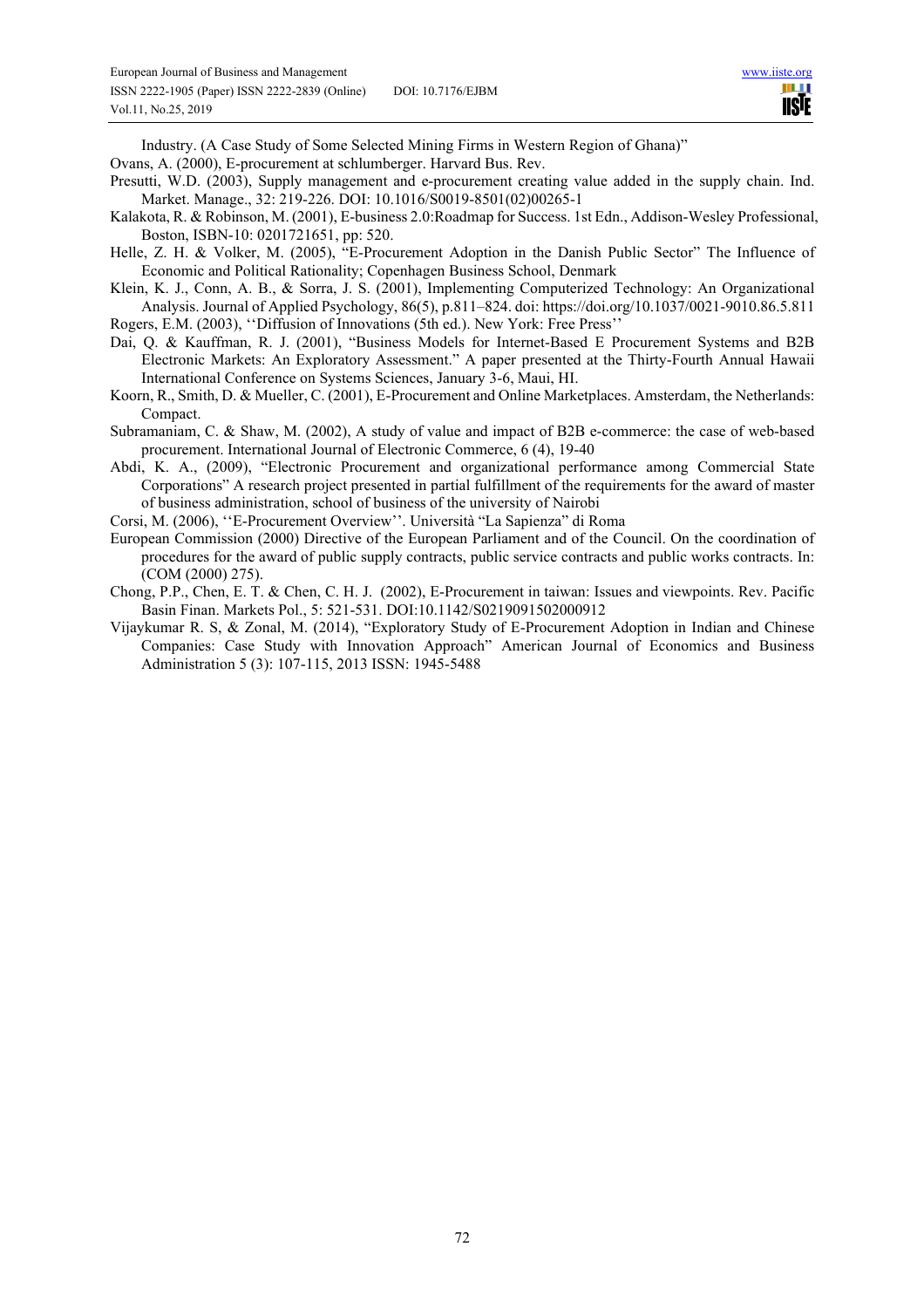Industry. (A Case Study of Some Selected Mining Firms in Western Region of Ghana)"

Ovans, A. (2000), E-procurement at schlumberger. Harvard Bus. Rev.

Presutti, W.D. (2003), Supply management and e-procurement creating value added in the supply chain. Ind. Market. Manage., 32: 219-226. DOI: 10.1016/S0019-8501(02)00265-1

Kalakota, R. & Robinson, M. (2001), E-business 2.0:Roadmap for Success. 1st Edn., Addison-Wesley Professional, Boston, ISBN-10: 0201721651, pp: 520.

Helle, Z. H. & Volker, M. (2005), "E-Procurement Adoption in the Danish Public Sector" The Influence of Economic and Political Rationality; Copenhagen Business School, Denmark

Klein, K. J., Conn, A. B., & Sorra, J. S. (2001), Implementing Computerized Technology: An Organizational Analysis. Journal of Applied Psychology, 86(5), p.811–824. doi: https://doi.org/10.1037/0021-9010.86.5.811

Rogers, E.M. (2003), ''Diffusion of Innovations (5th ed.). New York: Free Press''

Dai, Q. & Kauffman, R. J. (2001), "Business Models for Internet-Based E Procurement Systems and B2B Electronic Markets: An Exploratory Assessment." A paper presented at the Thirty-Fourth Annual Hawaii International Conference on Systems Sciences, January 3-6, Maui, HI.

Koorn, R., Smith, D. & Mueller, C. (2001), E-Procurement and Online Marketplaces. Amsterdam, the Netherlands: Compact.

Subramaniam, C. & Shaw, M. (2002), A study of value and impact of B2B e-commerce: the case of web-based procurement. International Journal of Electronic Commerce, 6 (4), 19-40

Abdi, K. A., (2009), "Electronic Procurement and organizational performance among Commercial State Corporations" A research project presented in partial fulfillment of the requirements for the award of master of business administration, school of business of the university of Nairobi

Corsi, M. (2006), ''E-Procurement Overview''. Università "La Sapienza" di Roma

European Commission (2000) Directive of the European Parliament and of the Council. On the coordination of procedures for the award of public supply contracts, public service contracts and public works contracts. In: (COM (2000) 275).

Chong, P.P., Chen, E. T. & Chen, C. H. J. (2002), E-Procurement in taiwan: Issues and viewpoints. Rev. Pacific Basin Finan. Markets Pol., 5: 521-531. DOI:10.1142/S0219091502000912

Vijaykumar R. S, & Zonal, M. (2014), "Exploratory Study of E-Procurement Adoption in Indian and Chinese Companies: Case Study with Innovation Approach" American Journal of Economics and Business Administration 5 (3): 107-115, 2013 ISSN: 1945-5488